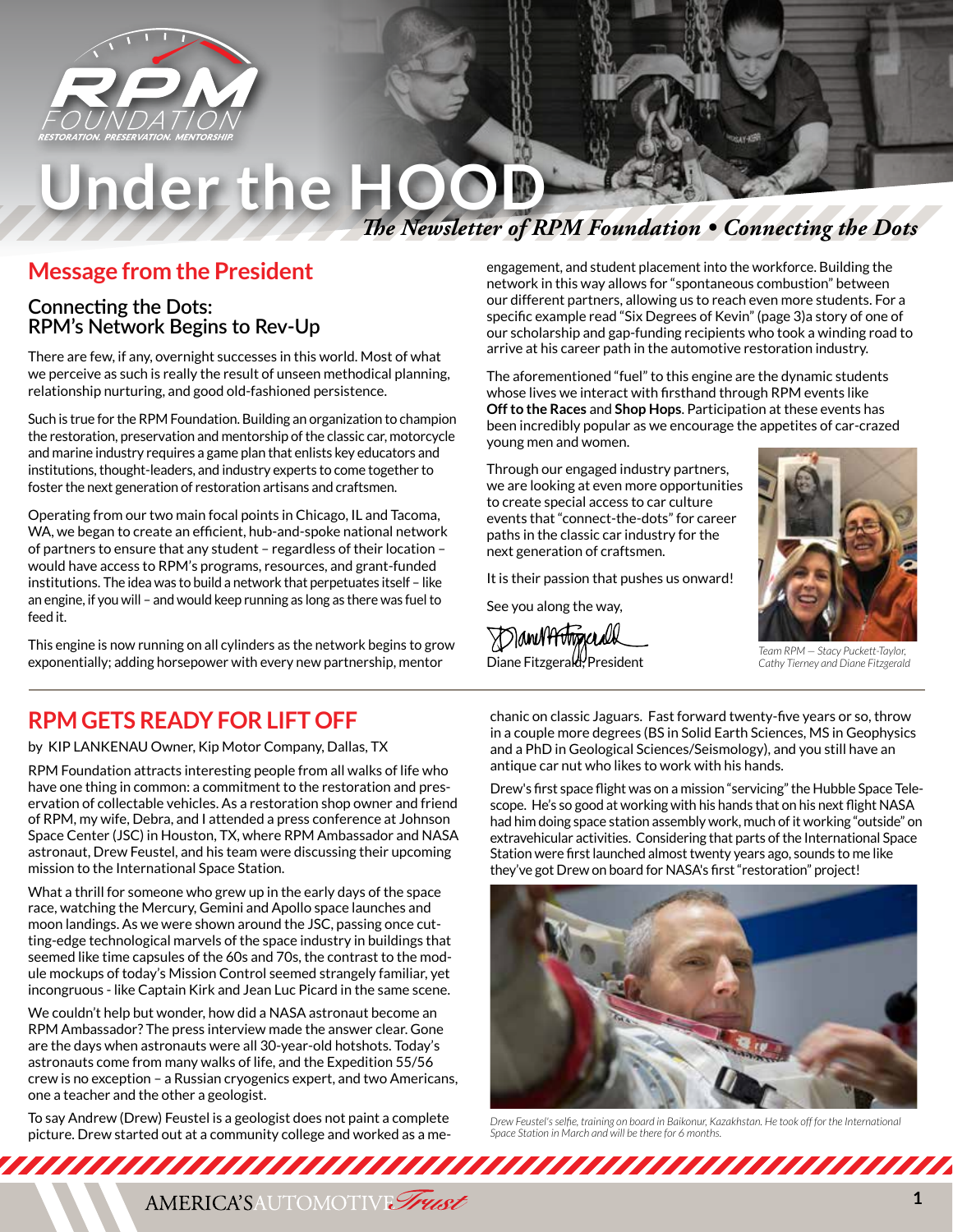# Under the HOOD

*The Newsletter of RPM Foundation • Connecting the Dots*

## Message from the President

### Connecting the Dots: RPM's Network Begins to Rev-Up

There are few, if any, overnight successes in this world. Most of what we perceive as such is really the result of unseen methodical planning, relationship nurturing, and good old-fashioned persistence.

Such is true for the RPM Foundation. Building an organization to champion the restoration, preservation and mentorship of the classic car, motorcycle and marine industry requires a game plan that enlists key educators and institutions, thought-leaders, and industry experts to come together to foster the next generation of restoration artisans and craftsmen.

Operating from our two main focal points in Chicago, IL and Tacoma, WA, we began to create an efficient, hub-and-spoke national network of partners to ensure that any student – regardless of their location – would have access to RPM's programs, resources, and grant-funded institutions. The idea was to build a network that perpetuates itself – like an engine, if you will – and would keep running as long as there was fuel to feed it.

This engine is now running on all cylinders as the network begins to grow exponentially; adding horsepower with every new partnership, mentor engagement, and student placement into the workforce. Building the network in this way allows for "spontaneous combustion" between our different partners, allowing us to reach even more students. For a specific example read "Six Degrees of Kevin" (page 3)a story of one of our scholarship and gap-funding recipients who took a winding road to arrive at his career path in the automotive restoration industry.

The aforementioned "fuel" to this engine are the dynamic students whose lives we interact with firsthand through RPM events like **Off to the Races** and **Shop Hops**. Participation at these events has been incredibly popular as we encourage the appetites of car-crazed young men and women.

Through our engaged industry partners, we are looking at even more opportunities to create special access to car culture events that "connect-the-dots" for career paths in the classic car industry for the next generation of craftsmen.

It is their passion that pushes us onward!

See you along the way,

Diane Fitzgerald, President

*Team RPM — Stacy Puckett-Taylor, Cathy Tierney and Diane Fitzgerald*

## RPM GETS READY FOR LIFT OFF

by KIP LANKENAU Owner, Kip Motor Company, Dallas, TX

RPM Foundation attracts interesting people from all walks of life who have one thing in common: a commitment to the restoration and preservation of collectable vehicles. As a restoration shop owner and friend of RPM, my wife, Debra, and I attended a press conference at Johnson Space Center (JSC) in Houston, TX, where RPM Ambassador and NASA astronaut, Drew Feustel, and his team were discussing their upcoming mission to the International Space Station.

What a thrill for someone who grew up in the early days of the space race, watching the Mercury, Gemini and Apollo space launches and moon landings. As we were shown around the JSC, passing once cutting-edge technological marvels of the space industry in buildings that seemed like time capsules of the 60s and 70s, the contrast to the module mockups of today's Mission Control seemed strangely familiar, yet incongruous - like Captain Kirk and Jean Luc Picard in the same scene.

We couldn't help but wonder, how did a NASA astronaut become an RPM Ambassador? The press interview made the answer clear. Gone are the days when astronauts were all 30-year-old hotshots. Today's astronauts come from many walks of life, and the Expedition 55/56 crew is no exception – a Russian cryogenics expert, and two Americans, one a teacher and the other a geologist.

To say Andrew (Drew) Feustel is a geologist does not paint a complete picture. Drew started out at a community college and worked as a mechanic on classic Jaguars. Fast forward twenty-five years or so, throw in a couple more degrees (BS in Solid Earth Sciences, MS in Geophysics and a PhD in Geological Sciences/Seismology), and you still have an antique car nut who likes to work with his hands.

Drew's first space flight was on a mission "servicing" the Hubble Space Telescope. He's so good at working with his hands that on his next flight NASA had him doing space station assembly work, much of it working "outside" on extravehicular activities. Considering that parts of the International Space Station were first launched almost twenty years ago, sounds to me like they've got Drew on board for NASA's first "restoration" project!

*Drew Feustel's selfie, training on board in Baikonur, Kazakhstan. He took off for the International Space Station in March and will be there for 6 months.*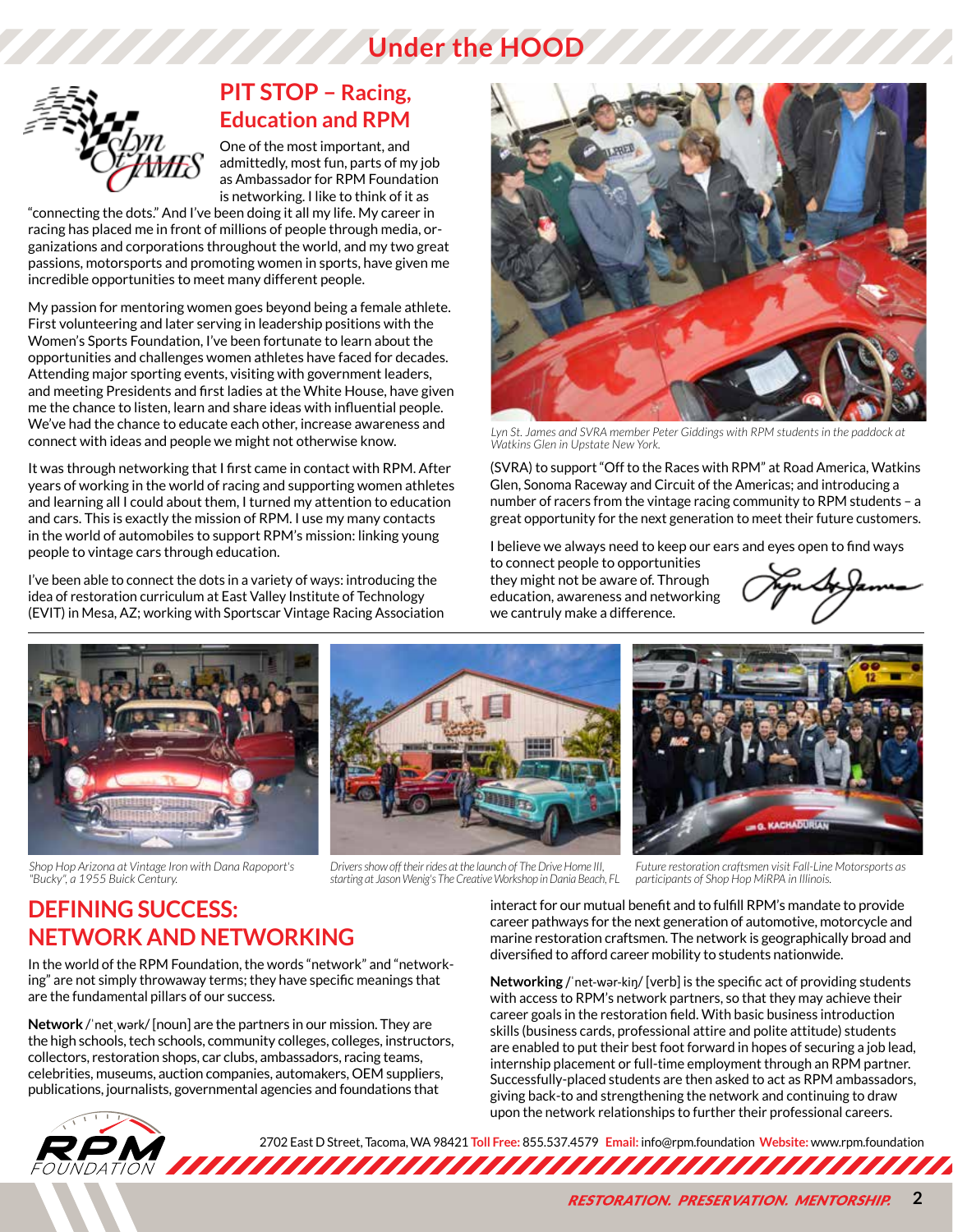# Under the HOOD

## PIT STOP – Racing, Education and RPM

One of the most important, and admittedly, most fun, parts of my job as Ambassador for RPM Foundation is networking. I like to think of it as "connecting the dots." And I've been doing it all my life. My career in racing has placed me in front of millions of people through media, organizations and corporations throughout the world, and my two great passions, motorsports and promoting women in sports, have given me incredible opportunities to meet many different people.

My passion for mentoring women goes beyond being a female athlete. First volunteering and later serving in leadership positions with the Women's Sports Foundation, I've been fortunate to learn about the opportunities and challenges women athletes have faced for decades. Attending major sporting events, visiting with government leaders, and meeting Presidents and first ladies at the White House, have given me the chance to listen, learn and share ideas with influential people. We've had the chance to educate each other, increase awareness and connect with ideas and people we might not otherwise know.

It was through networking that I first came in contact with RPM. After years of working in the world of racing and supporting women athletes and learning all I could about them, I turned my attention to education and cars. This is exactly the mission of RPM. I use my many contacts in the world of automobiles to support RPM's mission: linking young people to vintage cars through education.

I've been able to connect the dots in a variety of ways: introducing the idea of restoration curriculum at East Valley Institute of Technology (EVIT) in Mesa, AZ; working with Sportscar Vintage Racing Association (SVRA) to support "Off to the Races with RPM" at Road America, Watkins Glen, Sonoma Raceway and Circuit of the Americas; and introducing a number of racers from the vintage racing community to RPM students – a great opportunity for the next generation to meet their future customers.

*Lyn St. James and SVRA member Peter Giddings with RPM students in the paddock at Watkins Glen in Upstate New York.*

I believe we always need to keep our ears and eyes open to find ways to connect people to opportunities they might not be aware of. Through education, awareness and networking we cantruly make a difference.

*Shop Hop Arizona at Vintage Iron with Dana Rapoport's "Bucky", a 1955 Buick Century.*

*Drivers show off their rides at the launch of The Drive Home III, starting at Jason Wenig's The Creative Workshop in Dania Beach, FL*

*Future restoration craftsmen visit Fall-Line Motorsports as participants of Shop Hop MiRPA in Illinois.*

## DEFINING SUCCESS: NETWORK AND NETWORKING

In the world of the RPM Foundation, the words "network" and "networking" are not simply throwaway terms; they have specific meanings that are the fundamental pillars of our success.

**Network** /ˈnetˌwərk/ [noun] are the partners in our mission. They are the high schools, tech schools, community colleges, colleges, instructors, collectors, restoration shops, car clubs, ambassadors, racing teams, celebrities, museums, auction companies, automakers, OEM suppliers, publications, journalists, governmental agencies and foundations that interact for our mutual benefit and to fulfill RPM's mandate to provide career pathways for the next generation of automotive, motorcycle and marine restoration craftsmen. The network is geographically broad and diversified to afford career mobility to students nationwide.

**Networking** /ˈnet-wər-kiŋ/ [verb] is the specific act of providing students with access to RPM's network partners, so that they may achieve their career goals in the restoration field. With basic business introduction skills (business cards, professional attire and polite attitude) students are enabled to put their best foot forward in hopes of securing a job lead, internship placement or full-time employment through an RPM partner. Successfully-placed students are then asked to act as RPM ambassadors, giving back-to and strengthening the network and continuing to draw upon the network relationships to further their professional careers.

2702 East D Street, Tacoma, WA 98421 **Toll Free:** 855.537.4579 **Email:** info@rpm.foundation **Website:** www.rpm.foundation

RESTORATION. PRESERVATION. MENTORSHIP.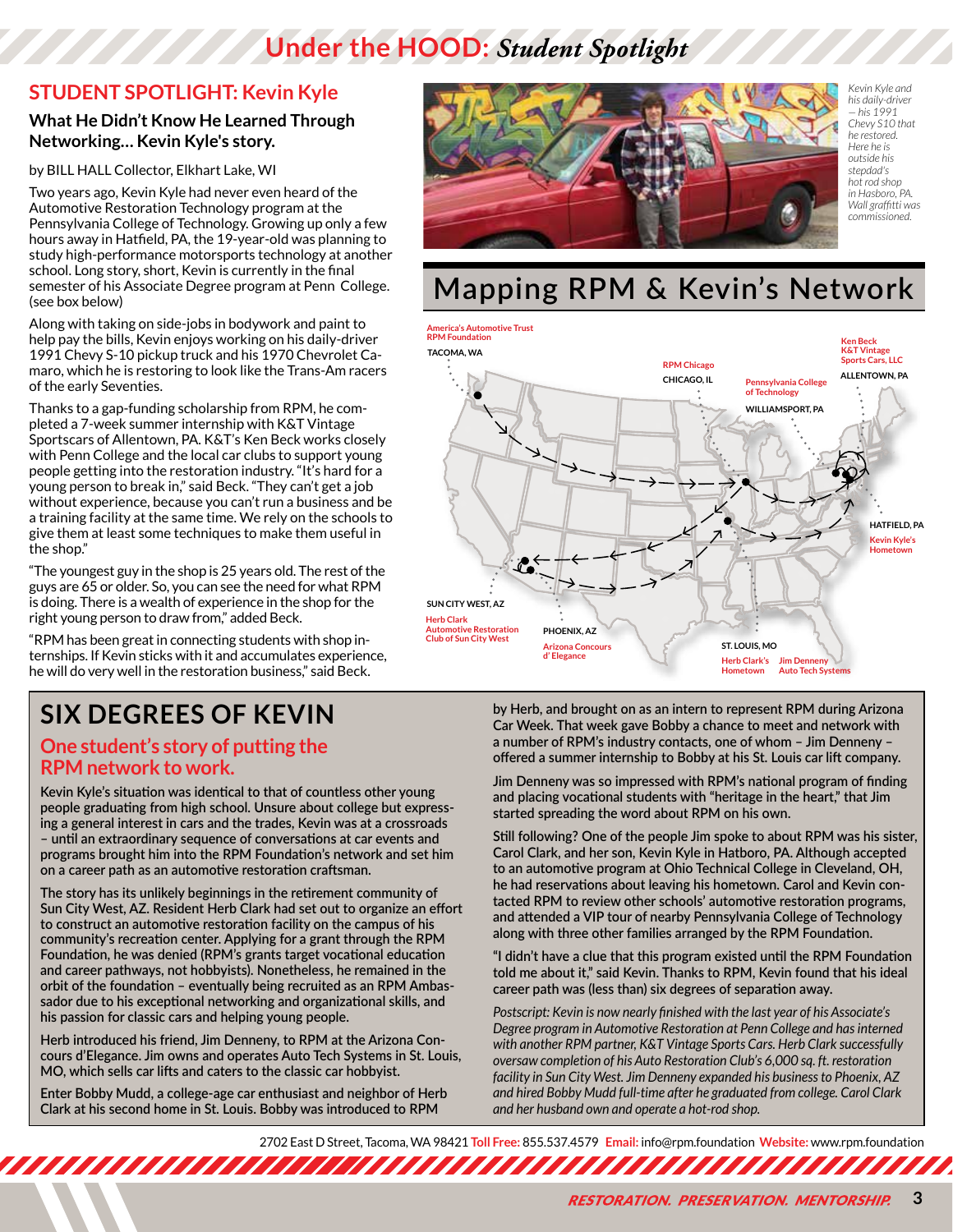# Under the HOOD: *Student Spotlight*

## STUDENT SPOTLIGHT: Kevin Kyle

### What He Didn't Know He Learned Through Networking... Kevin Kyle's story.

by BILL HALL Collector, Elkhart Lake, WI

Two years ago, Kevin Kyle had never even heard of the Automotive Restoration Technology program at the Pennsylvania College of Technology. Growing up only a few hours away in Hatfield, PA, the 19-year-old was planning to study high-performance motorsports technology at another school. Long story, short, Kevin is currently in the final semester of his Associate Degree program at Penn College. (see box below)

Along with taking on side-jobs in bodywork and paint to help pay the bills, Kevin enjoys working on his daily-driver 1991 Chevy S-10 pickup truck and his 1970 Chevrolet Camaro, which he is restoring to look like the Trans-Am racers of the early Seventies.

Thanks to a gap-funding scholarship from RPM, he completed a 7-week summer internship with K&T Vintage Sportscars of Allentown, PA. K&T's Ken Beck works closely with Penn College and the local car clubs to support young people getting into the restoration industry. "It's hard for a young person to break in," said Beck. "They can't get a job without experience, because you can't run a business and be a training facility at the same time. We rely on the schools to give them at least some techniques to make them useful in the shop."

"The youngest guy in the shop is 25 years old. The rest of the guys are 65 or older. So, you can see the need for what RPM is doing. There is a wealth of experience in the shop for the right young person to draw from," added Beck.

"RPM has been great in connecting students with shop internships. If Kevin sticks with it and accumulates experience, he will do very well in the restoration business," said Beck.

*Kevin Kyle and his daily-driver — his 1991 Chevy S10 that he restored. Here he is outside his stepdad's hot rod shop in Hasboro, PA. Wall graffitti was commissioned.*

## Mapping RPM & Kevin's Network

- TACOMA, WA — America's Automotive Trust RPM Foundation
- CHICAGO, IL — RPM Chicago
- WILLIAMSPORT, PA — Pennsylvania College of Technology
- ALLENTOWN, PA — Ken Beck, K&T Vintage Sports Cars, LLC
- HATFIELD, PA — Kevin Kyle's Hometown
- SUN CITY WEST, AZ — Herb Clark, Automotive Restoration Club of Sun City West
- PHOENIX, AZ — Arizona Concours d' Elegance
- ST. LOUIS, MO — Herb Clark's Hometown; Jim Denneny Auto Tech Systems

## SIX DEGREES OF KEVIN

### One student's story of putting the RPM network to work.

**Kevin Kyle's situation was identical to that of countless other young people graduating from high school. Unsure about college but expressing a general interest in cars and the trades, Kevin was at a crossroads – until an extraordinary sequence of conversations at car events and programs brought him into the RPM Foundation's network and set him on a career path as an automotive restoration craftsman.**

**The story has its unlikely beginnings in the retirement community of Sun City West, AZ. Resident Herb Clark had set out to organize an effort to construct an automotive restoration facility on the campus of his community's recreation center. Applying for a grant through the RPM Foundation, he was denied (RPM's grants target vocational education and career pathways, not hobbyists). Nonetheless, he remained in the orbit of the foundation – eventually being recruited as an RPM Ambassador due to his exceptional networking and organizational skills, and his passion for classic cars and helping young people.**

**Herb introduced his friend, Jim Denneny, to RPM at the Arizona Concours d'Elegance. Jim owns and operates Auto Tech Systems in St. Louis, MO, which sells car lifts and caters to the classic car hobbyist.**

**Enter Bobby Mudd, a college-age car enthusiast and neighbor of Herb Clark at his second home in St. Louis. Bobby was introduced to RPM by Herb, and brought on as an intern to represent RPM during Arizona Car Week. That week gave Bobby a chance to meet and network with a number of RPM's industry contacts, one of whom – Jim Denneny – offered a summer internship to Bobby at his St. Louis car lift company.**

**Jim Denneny was so impressed with RPM's national program of finding and placing vocational students with "heritage in the heart," that Jim started spreading the word about RPM on his own.**

**Still following? One of the people Jim spoke to about RPM was his sister, Carol Clark, and her son, Kevin Kyle in Hatboro, PA. Although accepted to an automotive program at Ohio Technical College in Cleveland, OH, he had reservations about leaving his hometown. Carol and Kevin contacted RPM to review other schools' automotive restoration programs, and attended a VIP tour of nearby Pennsylvania College of Technology along with three other families arranged by the RPM Foundation.**

**"I didn't have a clue that this program existed until the RPM Foundation told me about it," said Kevin. Thanks to RPM, Kevin found that his ideal career path was (less than) six degrees of separation away.**

*Postscript: Kevin is now nearly finished with the last year of his Associate's Degree program in Automotive Restoration at Penn College and has interned with another RPM partner, K&T Vintage Sports Cars. Herb Clark successfully oversaw completion of his Auto Restoration Club's 6,000 sq. ft. restoration facility in Sun City West. Jim Denneny expanded his business to Phoenix, AZ and hired Bobby Mudd full-time after he graduated from college. Carol Clark and her husband own and operate a hot-rod shop.*

2702 East D Street, Tacoma, WA 98421 **Toll Free:** 855.537.4579 **Email:** info@rpm.foundation **Website:** www.rpm.foundation

*RESTORATION. PRESERVATION. MENTORSHIP.*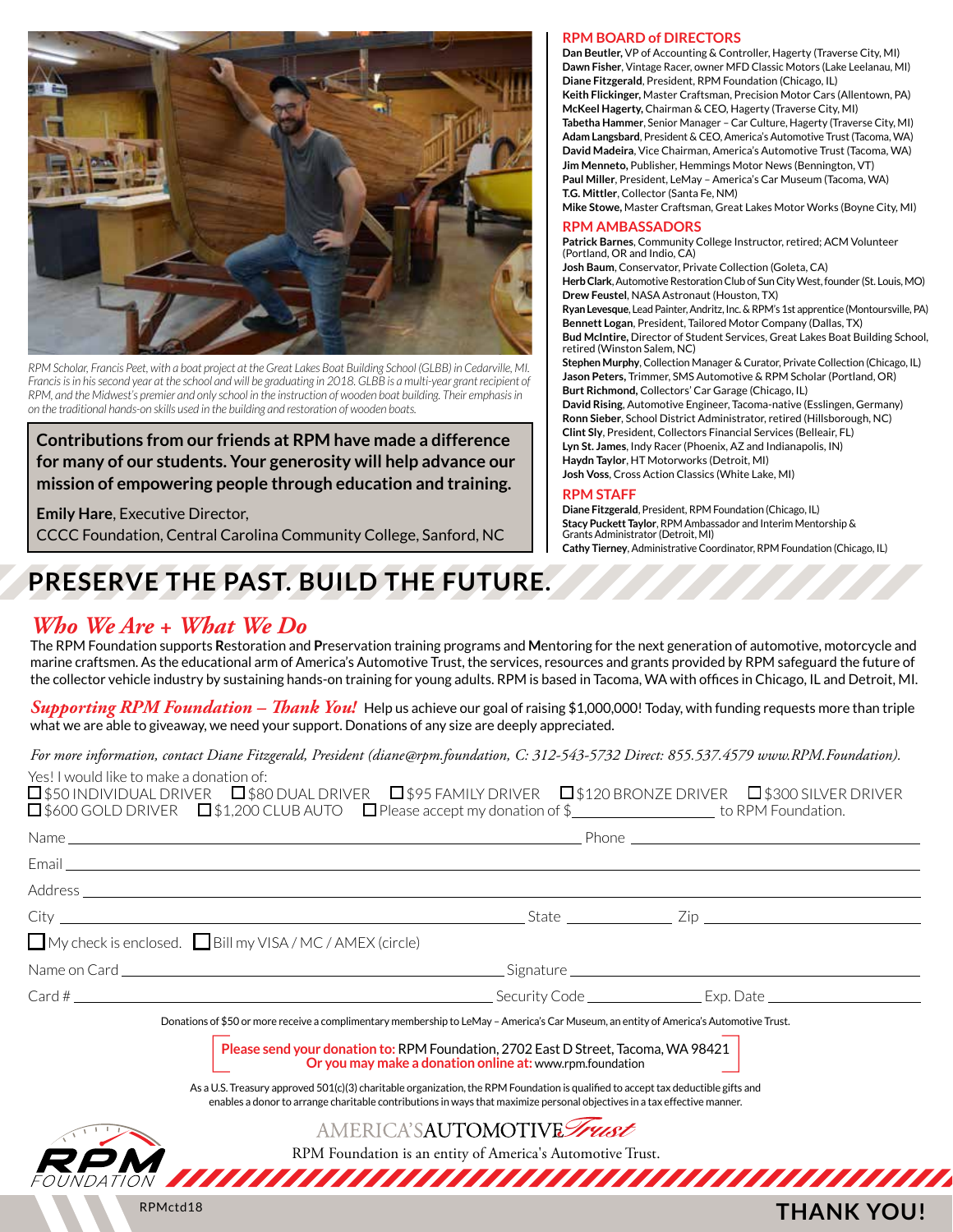RPM Scholar, Francis Peet, with a boat project at the Great Lakes Boat Building School (GLBB) in Cedarville, MI. Francis is in his second year at the school and will be graduating in 2018. GLBB is a multi-year grant recipient of RPM, and the Midwest's premier and only school in the instruction of wooden boat building. Their emphasis in on the traditional hands-on skills used in the building and restoration of wooden boats.

**Contributions from our friends at RPM have made a difference for many of our students. Your generosity will help advance our mission of empowering people through education and training.**

**Emily Hare**, Executive Director,
CCCC Foundation, Central Carolina Community College, Sanford, NC

## RPM BOARD of DIRECTORS

**Dan Beutler,** VP of Accounting & Controller, Hagerty (Traverse City, MI)
**Dawn Fisher**, Vintage Racer, owner MFD Classic Motors (Lake Leelanau, MI)
**Diane Fitzgerald**, President, RPM Foundation (Chicago, IL)
**Keith Flickinger,** Master Craftsman, Precision Motor Cars (Allentown, PA)
**McKeel Hagerty,** Chairman & CEO, Hagerty (Traverse City, MI)
**Tabetha Hammer**, Senior Manager – Car Culture, Hagerty (Traverse City, MI)
**Adam Langsbard**, President & CEO, America's Automotive Trust (Tacoma, WA)
**David Madeira**, Vice Chairman, America's Automotive Trust (Tacoma, WA)
**Jim Menneto,** Publisher, Hemmings Motor News (Bennington, VT)
**Paul Miller**, President, LeMay – America's Car Museum (Tacoma, WA)
**T.G. Mittler**, Collector (Santa Fe, NM)
**Mike Stowe,** Master Craftsman, Great Lakes Motor Works (Boyne City, MI)

## RPM AMBASSADORS

**Patrick Barnes**, Community College Instructor, retired; ACM Volunteer (Portland, OR and Indio, CA)
**Josh Baum**, Conservator, Private Collection (Goleta, CA)
**Herb Clark**, Automotive Restoration Club of Sun City West, founder (St. Louis, MO)
**Drew Feustel**, NASA Astronaut (Houston, TX)
**Ryan Levesque**, Lead Painter, Andritz, Inc. & RPM's 1st apprentice (Montoursville, PA)
**Bennett Logan**, President, Tailored Motor Company (Dallas, TX)
**Bud McIntire,** Director of Student Services, Great Lakes Boat Building School, retired (Winston Salem, NC)
**Stephen Murphy**, Collection Manager & Curator, Private Collection (Chicago, IL)
**Jason Peters,** Trimmer, SMS Automotive & RPM Scholar (Portland, OR)
**Burt Richmond,** Collectors' Car Garage (Chicago, IL)
**David Rising**, Automotive Engineer, Tacoma-native (Esslingen, Germany)
**Ronn Sieber**, School District Administrator, retired (Hillsborough, NC)
**Clint Sly**, President, Collectors Financial Services (Belleair, FL)
**Lyn St. James**, Indy Racer (Phoenix, AZ and Indianapolis, IN)
**Haydn Taylor**, HT Motorworks (Detroit, MI)
**Josh Voss**, Cross Action Classics (White Lake, MI)

## RPM STAFF

**Diane Fitzgerald**, President, RPM Foundation (Chicago, IL)
**Stacy Puckett Taylor**, RPM Ambassador and Interim Mentorship & Grants Administrator (Detroit, MI)
**Cathy Tierney**, Administrative Coordinator, RPM Foundation (Chicago, IL)

# PRESERVE THE PAST. BUILD THE FUTURE.

## *Who We Are + What We Do*

The RPM Foundation supports **R**estoration and **P**reservation training programs and **M**entoring for the next generation of automotive, motorcycle and marine craftsmen. As the educational arm of America's Automotive Trust, the services, resources and grants provided by RPM safeguard the future of the collector vehicle industry by sustaining hands-on training for young adults. RPM is based in Tacoma, WA with offices in Chicago, IL and Detroit, MI.

***Supporting RPM Foundation – Thank You!*** Help us achieve our goal of raising $1,000,000! Today, with funding requests more than triple what we are able to giveaway, we need your support. Donations of any size are deeply appreciated.

*For more information, contact Diane Fitzgerald, President (diane@rpm.foundation, C: 312-543-5732 Direct: 855.537.4579 www.RPM.Foundation).*

Yes! I would like to make a donation of:
☐ $50 INDIVIDUAL DRIVER ☐ $80 DUAL DRIVER ☐ $95 FAMILY DRIVER ☐ $120 BRONZE DRIVER ☐ $300 SILVER DRIVER
☐ $600 GOLD DRIVER ☐ $1,200 CLUB AUTO ☐ Please accept my donation of $__________ to RPM Foundation.

Name ______________________ Phone ______________________

Email ______________________

Address ______________________

City ______________________ State __________ Zip __________

☐ My check is enclosed. ☐ Bill my VISA / MC / AMEX (circle)

Name on Card ______________________ Signature ______________________

Card # ______________________ Security Code __________ Exp. Date __________

Donations of $50 or more receive a complimentary membership to LeMay – America's Car Museum, an entity of America's Automotive Trust.

**Please send your donation to:** RPM Foundation, 2702 East D Street, Tacoma, WA 98421
**Or you may make a donation online at:** www.rpm.foundation

As a U.S. Treasury approved 501(c)(3) charitable organization, the RPM Foundation is qualified to accept tax deductible gifts and enables a donor to arrange charitable contributions in ways that maximize personal objectives in a tax effective manner.

AMERICA'S AUTOMOTIVE *Trust*

RPM Foundation is an entity of America's Automotive Trust.

RPM FOUNDATION

RPMctd18

**THANK YOU!**